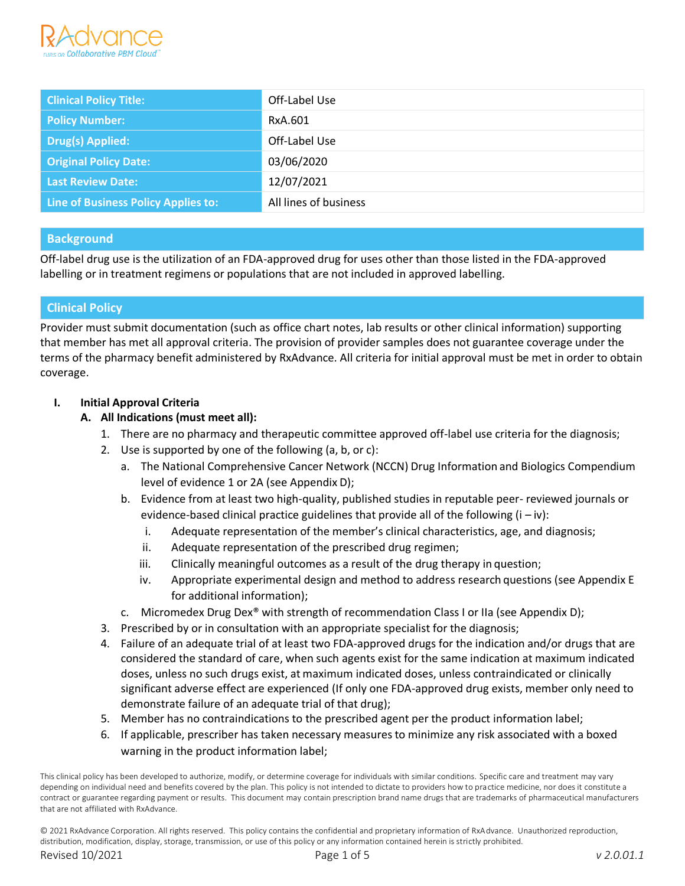| Clinical Policy Title: | Off-Label Use |
|---|---|
| Policy Number: | RxA.601 |
| Drug(s) Applied: | Off-Label Use |
| Original Policy Date: | 03/06/2020 |
| Last Review Date: | 12/07/2021 |
| Line of Business Policy Applies to: | All lines of business |

## Background

Off-label drug use is the utilization of an FDA-approved drug for uses other than those listed in the FDA-approved labelling or in treatment regimens or populations that are not included in approved labelling.

## Clinical Policy

Provider must submit documentation (such as office chart notes, lab results or other clinical information) supporting that member has met all approval criteria. The provision of provider samples does not guarantee coverage under the terms of the pharmacy benefit administered by RxAdvance. All criteria for initial approval must be met in order to obtain coverage.

**I. Initial Approval Criteria**

**A. All Indications (must meet all):**

1. There are no pharmacy and therapeutic committee approved off-label use criteria for the diagnosis;
2. Use is supported by one of the following (a, b, or c):
   a. The National Comprehensive Cancer Network (NCCN) Drug Information and Biologics Compendium level of evidence 1 or 2A (see Appendix D);
   b. Evidence from at least two high-quality, published studies in reputable peer- reviewed journals or evidence-based clinical practice guidelines that provide all of the following (i – iv):
      i. Adequate representation of the member's clinical characteristics, age, and diagnosis;
      ii. Adequate representation of the prescribed drug regimen;
      iii. Clinically meaningful outcomes as a result of the drug therapy in question;
      iv. Appropriate experimental design and method to address research questions (see Appendix E for additional information);
   c. Micromedex Drug Dex® with strength of recommendation Class I or IIa (see Appendix D);
3. Prescribed by or in consultation with an appropriate specialist for the diagnosis;
4. Failure of an adequate trial of at least two FDA-approved drugs for the indication and/or drugs that are considered the standard of care, when such agents exist for the same indication at maximum indicated doses, unless no such drugs exist, at maximum indicated doses, unless contraindicated or clinically significant adverse effect are experienced (If only one FDA-approved drug exists, member only need to demonstrate failure of an adequate trial of that drug);
5. Member has no contraindications to the prescribed agent per the product information label;
6. If applicable, prescriber has taken necessary measures to minimize any risk associated with a boxed warning in the product information label;

This clinical policy has been developed to authorize, modify, or determine coverage for individuals with similar conditions. Specific care and treatment may vary depending on individual need and benefits covered by the plan. This policy is not intended to dictate to providers how to practice medicine, nor does it constitute a contract or guarantee regarding payment or results. This document may contain prescription brand name drugs that are trademarks of pharmaceutical manufacturers that are not affiliated with RxAdvance.

© 2021 RxAdvance Corporation. All rights reserved. This policy contains the confidential and proprietary information of RxAdvance. Unauthorized reproduction, distribution, modification, display, storage, transmission, or use of this policy or any information contained herein is strictly prohibited.

Revised 10/2021 v 2.0.01.1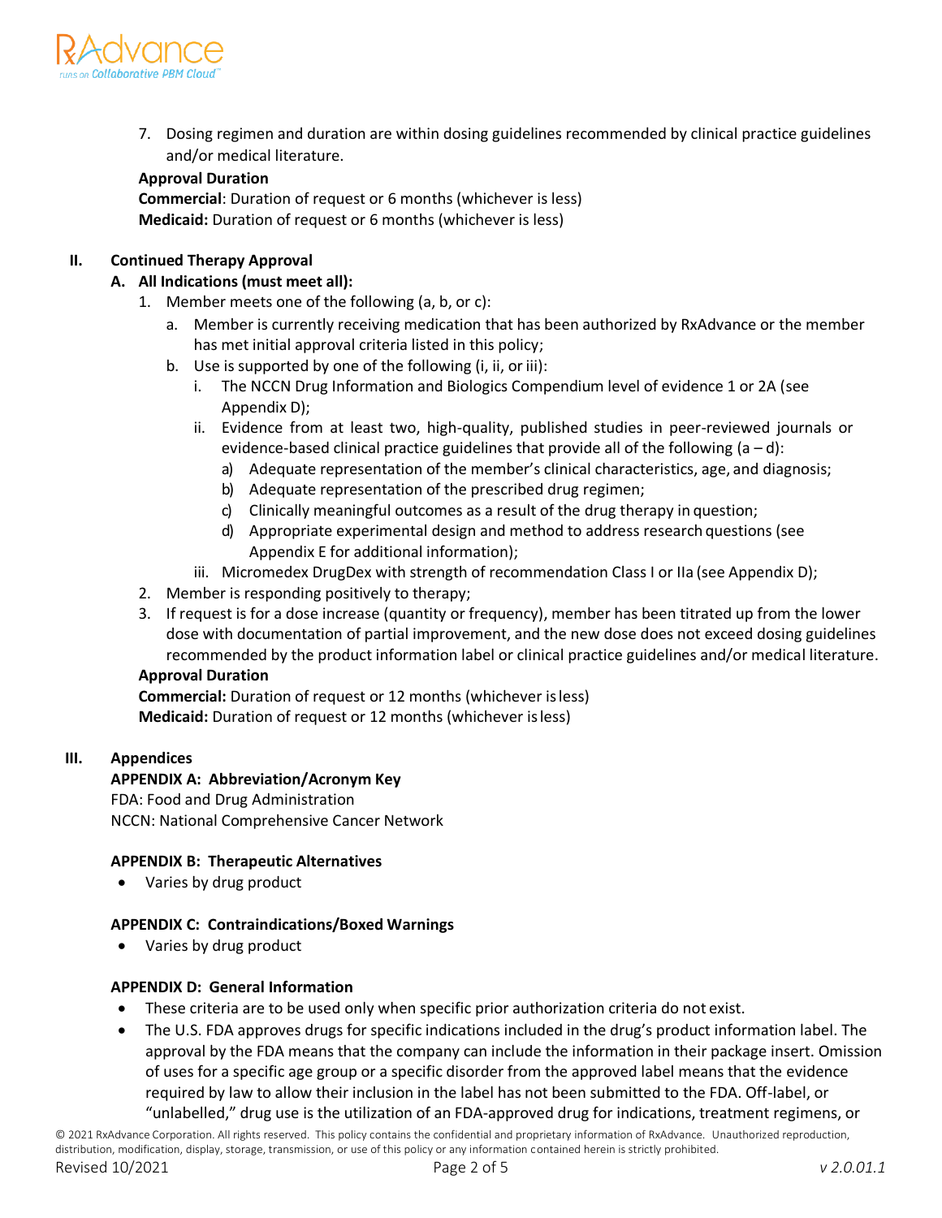7. Dosing regimen and duration are within dosing guidelines recommended by clinical practice guidelines and/or medical literature.

**Approval Duration**
**Commercial**: Duration of request or 6 months (whichever is less)
**Medicaid:** Duration of request or 6 months (whichever is less)

## II. Continued Therapy Approval

### A. All Indications (must meet all):

1. Member meets one of the following (a, b, or c):
   a. Member is currently receiving medication that has been authorized by RxAdvance or the member has met initial approval criteria listed in this policy;
   b. Use is supported by one of the following (i, ii, or iii):
      i. The NCCN Drug Information and Biologics Compendium level of evidence 1 or 2A (see Appendix D);
      ii. Evidence from at least two, high-quality, published studies in peer-reviewed journals or evidence-based clinical practice guidelines that provide all of the following (a – d):
         a) Adequate representation of the member's clinical characteristics, age, and diagnosis;
         b) Adequate representation of the prescribed drug regimen;
         c) Clinically meaningful outcomes as a result of the drug therapy in question;
         d) Appropriate experimental design and method to address research questions (see Appendix E for additional information);
      iii. Micromedex DrugDex with strength of recommendation Class I or IIa (see Appendix D);
2. Member is responding positively to therapy;
3. If request is for a dose increase (quantity or frequency), member has been titrated up from the lower dose with documentation of partial improvement, and the new dose does not exceed dosing guidelines recommended by the product information label or clinical practice guidelines and/or medical literature.

**Approval Duration**
**Commercial:** Duration of request or 12 months (whichever is less)
**Medicaid:** Duration of request or 12 months (whichever is less)

## III. Appendices

**APPENDIX A: Abbreviation/Acronym Key**
FDA: Food and Drug Administration
NCCN: National Comprehensive Cancer Network

**APPENDIX B: Therapeutic Alternatives**

- Varies by drug product

**APPENDIX C: Contraindications/Boxed Warnings**

- Varies by drug product

**APPENDIX D: General Information**

- These criteria are to be used only when specific prior authorization criteria do not exist.
- The U.S. FDA approves drugs for specific indications included in the drug's product information label. The approval by the FDA means that the company can include the information in their package insert. Omission of uses for a specific age group or a specific disorder from the approved label means that the evidence required by law to allow their inclusion in the label has not been submitted to the FDA. Off-label, or "unlabelled," drug use is the utilization of an FDA-approved drug for indications, treatment regimens, or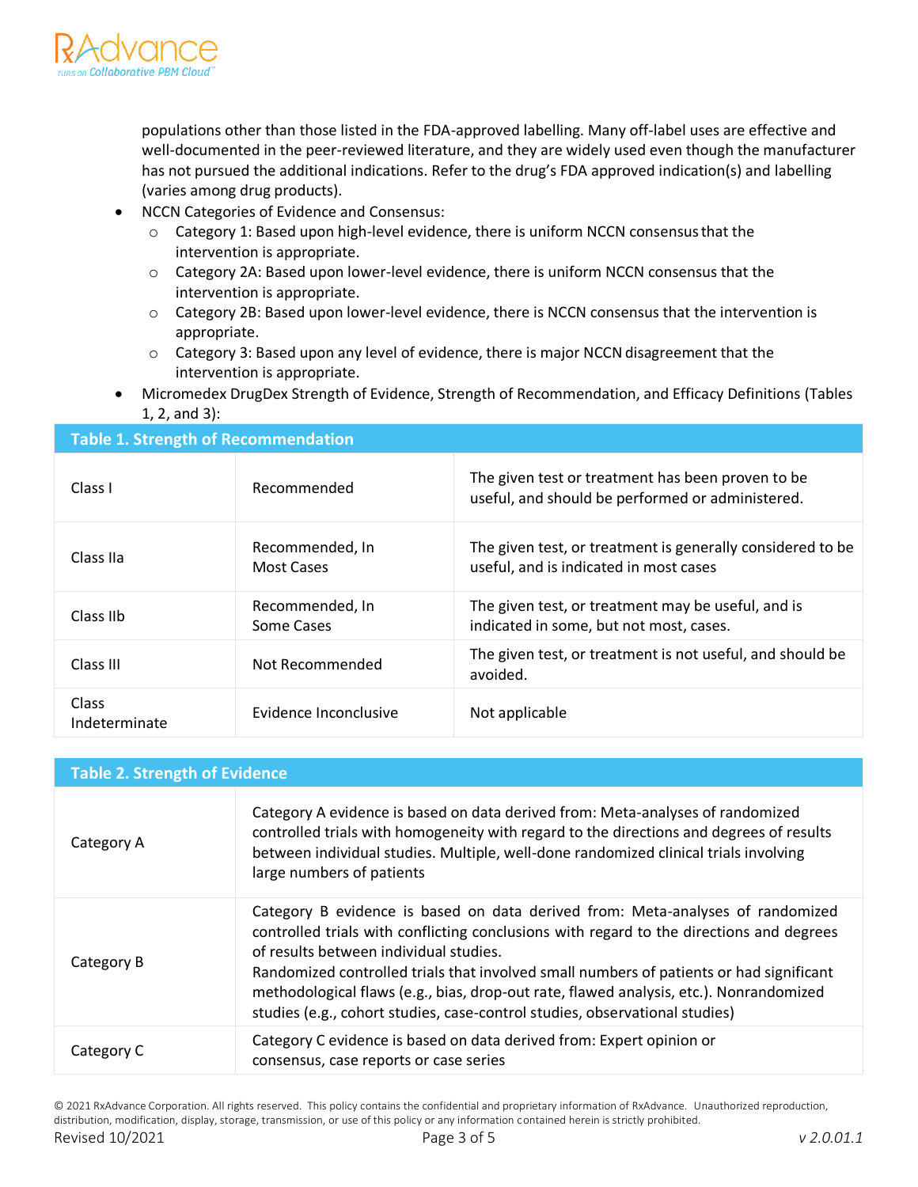populations other than those listed in the FDA-approved labelling. Many off-label uses are effective and well-documented in the peer-reviewed literature, and they are widely used even though the manufacturer has not pursued the additional indications. Refer to the drug's FDA approved indication(s) and labelling (varies among drug products).

- NCCN Categories of Evidence and Consensus:
  - Category 1: Based upon high-level evidence, there is uniform NCCN consensus that the intervention is appropriate.
  - Category 2A: Based upon lower-level evidence, there is uniform NCCN consensus that the intervention is appropriate.
  - Category 2B: Based upon lower-level evidence, there is NCCN consensus that the intervention is appropriate.
  - Category 3: Based upon any level of evidence, there is major NCCN disagreement that the intervention is appropriate.
- Micromedex DrugDex Strength of Evidence, Strength of Recommendation, and Efficacy Definitions (Tables 1, 2, and 3):

| Table 1. Strength of Recommendation | | |
|---|---|---|
| Class I | Recommended | The given test or treatment has been proven to be useful, and should be performed or administered. |
| Class IIa | Recommended, In Most Cases | The given test, or treatment is generally considered to be useful, and is indicated in most cases |
| Class IIb | Recommended, In Some Cases | The given test, or treatment may be useful, and is indicated in some, but not most, cases. |
| Class III | Not Recommended | The given test, or treatment is not useful, and should be avoided. |
| Class Indeterminate | Evidence Inconclusive | Not applicable |

| Table 2. Strength of Evidence | |
|---|---|
| Category A | Category A evidence is based on data derived from: Meta-analyses of randomized controlled trials with homogeneity with regard to the directions and degrees of results between individual studies. Multiple, well-done randomized clinical trials involving large numbers of patients |
| Category B | Category B evidence is based on data derived from: Meta-analyses of randomized controlled trials with conflicting conclusions with regard to the directions and degrees of results between individual studies.<br>Randomized controlled trials that involved small numbers of patients or had significant methodological flaws (e.g., bias, drop-out rate, flawed analysis, etc.). Nonrandomized studies (e.g., cohort studies, case-control studies, observational studies) |
| Category C | Category C evidence is based on data derived from: Expert opinion or consensus, case reports or case series |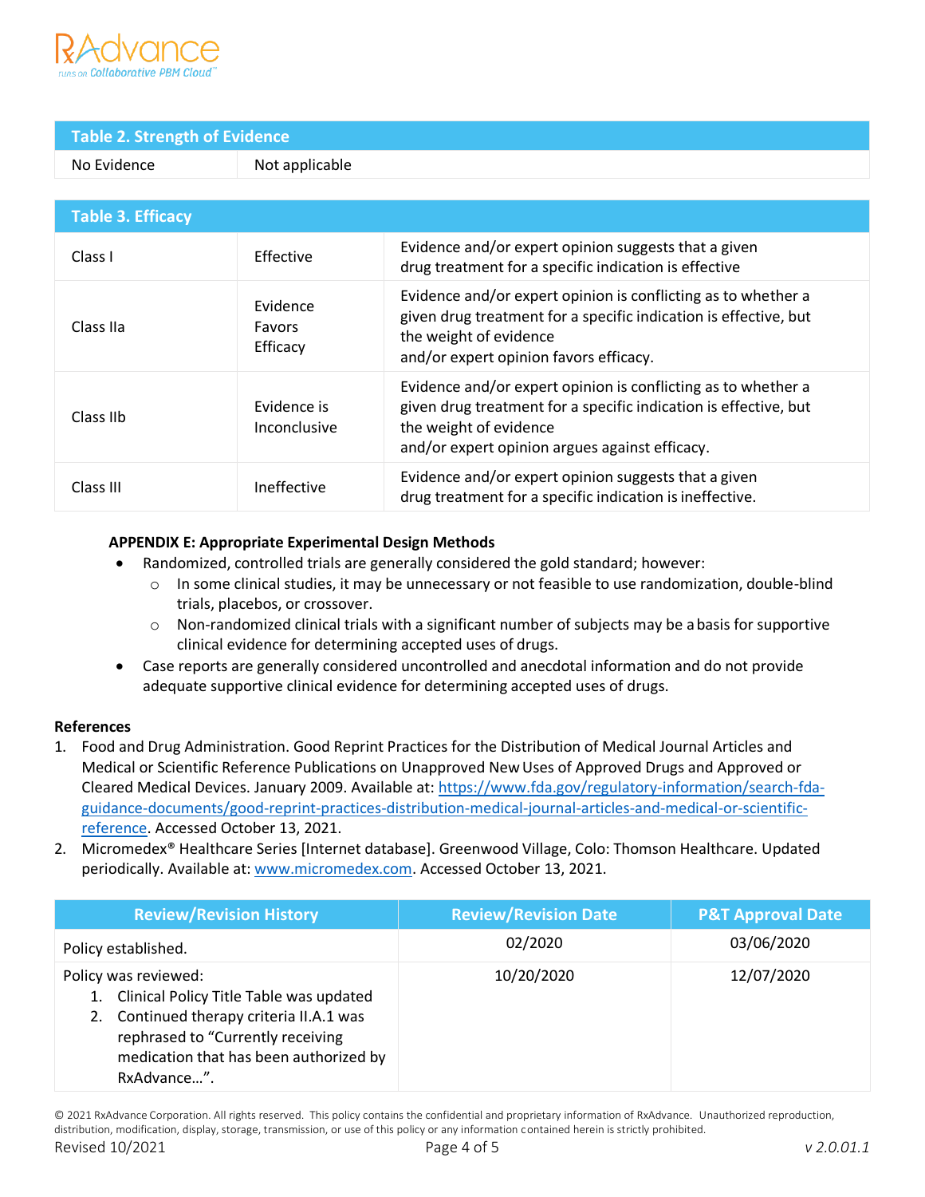| Table 2. Strength of Evidence | |
|---|---|
| No Evidence | Not applicable |

| Table 3. Efficacy | | |
|---|---|---|
| Class I | Effective | Evidence and/or expert opinion suggests that a given drug treatment for a specific indication is effective |
| Class IIa | Evidence Favors Efficacy | Evidence and/or expert opinion is conflicting as to whether a given drug treatment for a specific indication is effective, but the weight of evidence and/or expert opinion favors efficacy. |
| Class IIb | Evidence is Inconclusive | Evidence and/or expert opinion is conflicting as to whether a given drug treatment for a specific indication is effective, but the weight of evidence and/or expert opinion argues against efficacy. |
| Class III | Ineffective | Evidence and/or expert opinion suggests that a given drug treatment for a specific indication is ineffective. |

**APPENDIX E: Appropriate Experimental Design Methods**

- Randomized, controlled trials are generally considered the gold standard; however:
  - In some clinical studies, it may be unnecessary or not feasible to use randomization, double-blind trials, placebos, or crossover.
  - Non-randomized clinical trials with a significant number of subjects may be a basis for supportive clinical evidence for determining accepted uses of drugs.
- Case reports are generally considered uncontrolled and anecdotal information and do not provide adequate supportive clinical evidence for determining accepted uses of drugs.

**References**

1. Food and Drug Administration. Good Reprint Practices for the Distribution of Medical Journal Articles and Medical or Scientific Reference Publications on Unapproved New Uses of Approved Drugs and Approved or Cleared Medical Devices. January 2009. Available at: https://www.fda.gov/regulatory-information/search-fda-guidance-documents/good-reprint-practices-distribution-medical-journal-articles-and-medical-or-scientific-reference. Accessed October 13, 2021.
2. Micromedex® Healthcare Series [Internet database]. Greenwood Village, Colo: Thomson Healthcare. Updated periodically. Available at: www.micromedex.com. Accessed October 13, 2021.

| Review/Revision History | Review/Revision Date | P&T Approval Date |
|---|---|---|
| Policy established. | 02/2020 | 03/06/2020 |
| Policy was reviewed:<br>1. Clinical Policy Title Table was updated<br>2. Continued therapy criteria II.A.1 was rephrased to "Currently receiving medication that has been authorized by RxAdvance…". | 10/20/2020 | 12/07/2020 |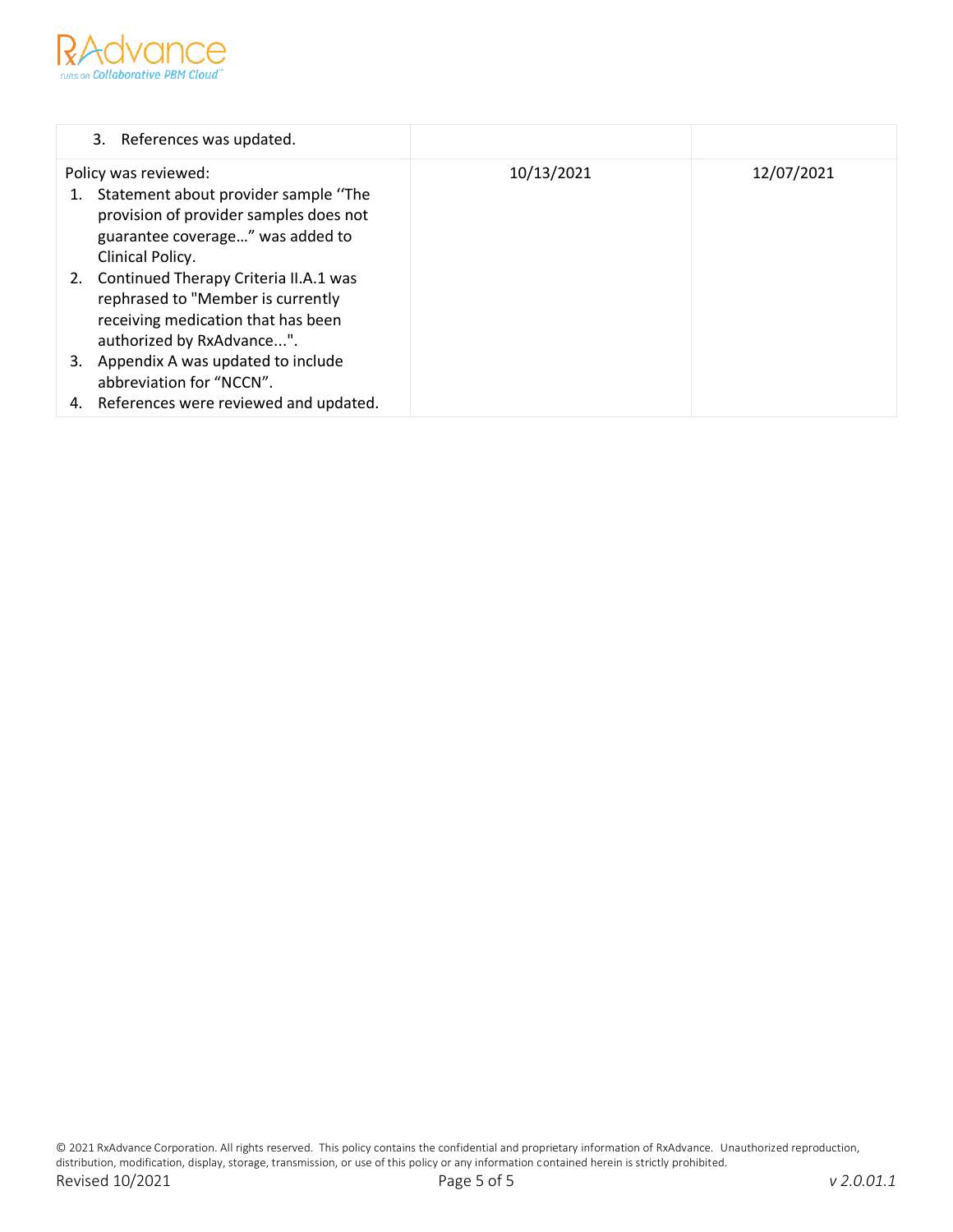| | | |
|---|---|---|
| 3. References was updated. | | |
| Policy was reviewed:<br>1. Statement about provider sample ''The provision of provider samples does not guarantee coverage…" was added to Clinical Policy.<br>2. Continued Therapy Criteria II.A.1 was rephrased to "Member is currently receiving medication that has been authorized by RxAdvance...".<br>3. Appendix A was updated to include abbreviation for "NCCN".<br>4. References were reviewed and updated. | 10/13/2021 | 12/07/2021 |